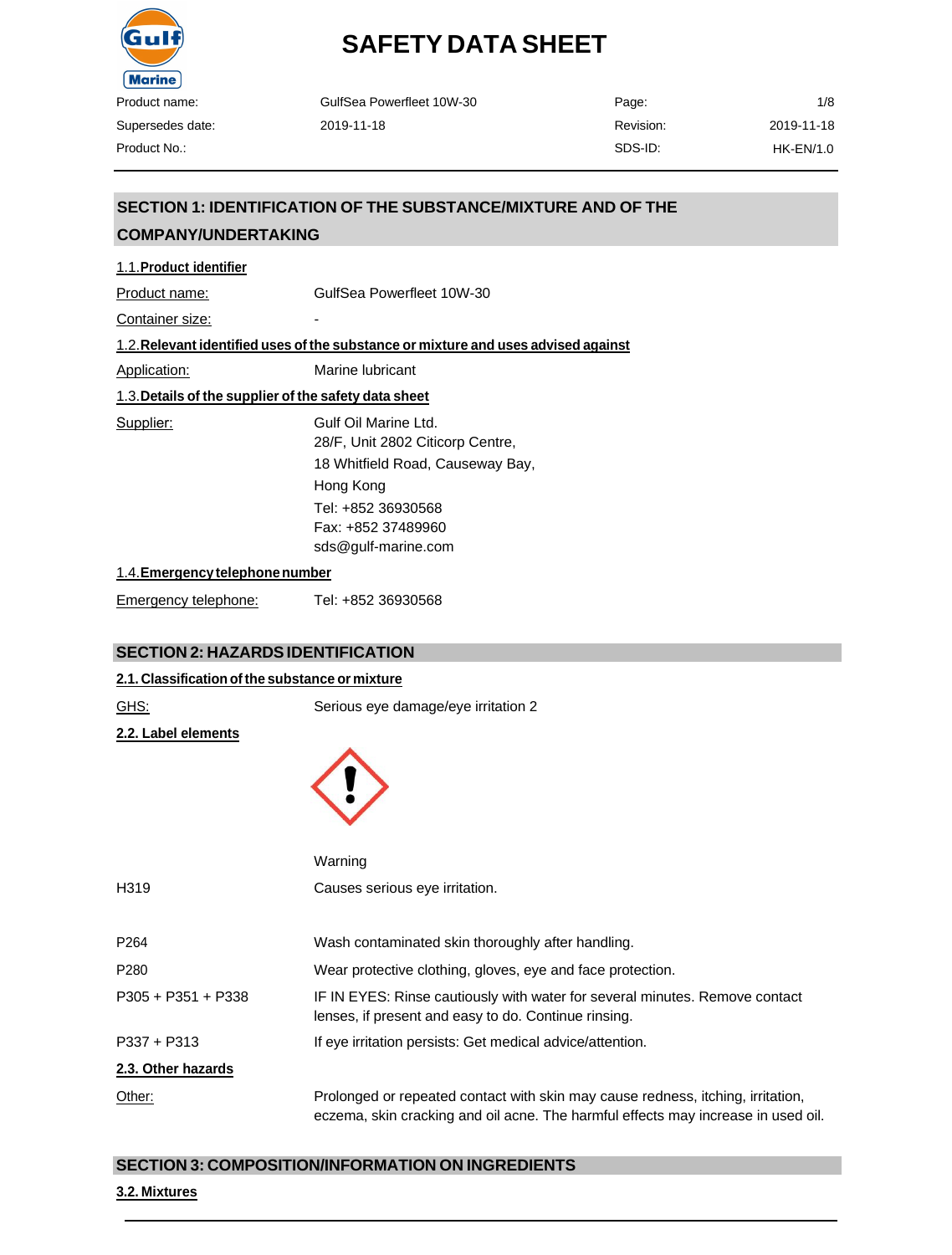# SAFETY DATA SHEET

| Product name: | GulfSea Powerfleet 10W-30 | Page: | 1/8 |
| --- | --- | --- | --- |
| Supersedes date: | 2019-11-18 | Revision: | 2019-11-18 |
| Product No.: | | SDS-ID: | HK-EN/1.0 |

## SECTION 1: IDENTIFICATION OF THE SUBSTANCE/MIXTURE AND OF THE COMPANY/UNDERTAKING

### 1.1. Product identifier

Product name: GulfSea Powerfleet 10W-30

Container size: -

### 1.2. Relevant identified uses of the substance or mixture and uses advised against

Application: Marine lubricant

### 1.3. Details of the supplier of the safety data sheet

Supplier: Gulf Oil Marine Ltd.
28/F, Unit 2802 Citicorp Centre,
18 Whitfield Road, Causeway Bay,
Hong Kong
Tel: +852 36930568
Fax: +852 37489960
sds@gulf-marine.com

### 1.4. Emergency telephone number

Emergency telephone: Tel: +852 36930568

## SECTION 2: HAZARDS IDENTIFICATION

### 2.1. Classification of the substance or mixture

GHS: Serious eye damage/eye irritation 2

### 2.2. Label elements

Warning

| | |
| --- | --- |
| H319 | Causes serious eye irritation. |
| P264 | Wash contaminated skin thoroughly after handling. |
| P280 | Wear protective clothing, gloves, eye and face protection. |
| P305 + P351 + P338 | IF IN EYES: Rinse cautiously with water for several minutes. Remove contact lenses, if present and easy to do. Continue rinsing. |
| P337 + P313 | If eye irritation persists: Get medical advice/attention. |

### 2.3. Other hazards

Other: Prolonged or repeated contact with skin may cause redness, itching, irritation, eczema, skin cracking and oil acne. The harmful effects may increase in used oil.

## SECTION 3: COMPOSITION/INFORMATION ON INGREDIENTS

### 3.2. Mixtures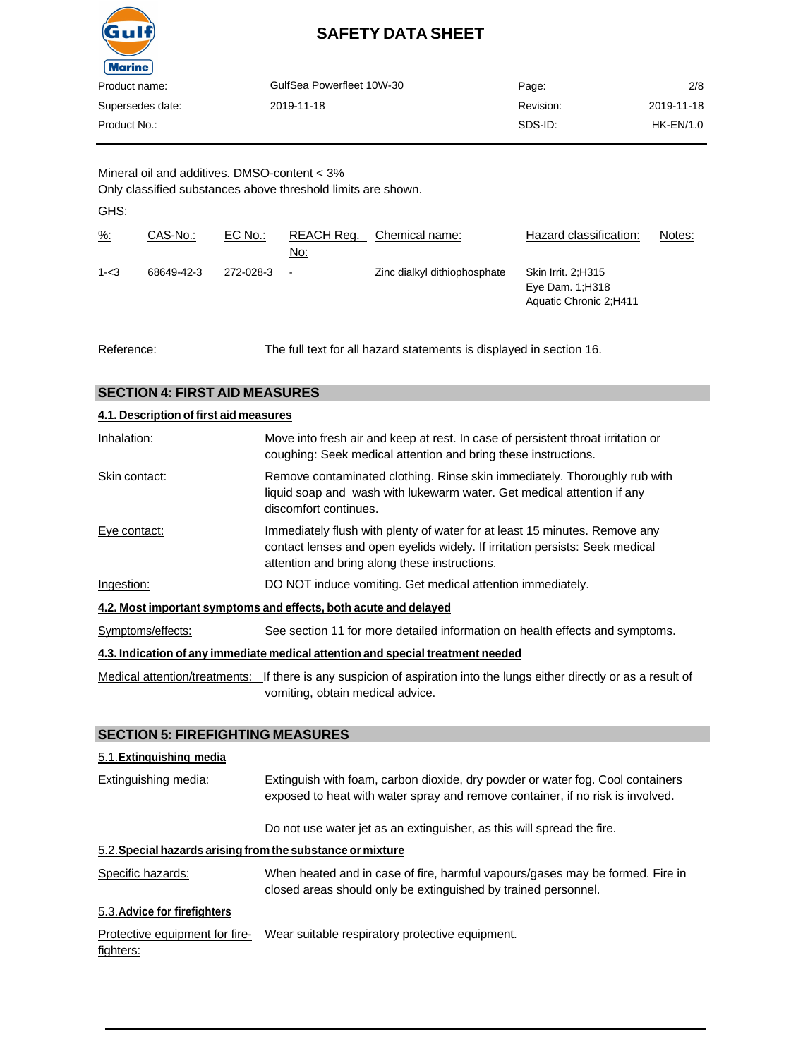Mineral oil and additives. DMSO-content < 3%
Only classified substances above threshold limits are shown.

GHS:

| %: | CAS-No.: | EC No.: | REACH Reg. No: | Chemical name: | Hazard classification: | Notes: |
|---|---|---|---|---|---|---|
| 1-<3 | 68649-42-3 | 272-028-3 | - | Zinc dialkyl dithiophosphate | Skin Irrit. 2;H315<br>Eye Dam. 1;H318<br>Aquatic Chronic 2;H411 | |

Reference: The full text for all hazard statements is displayed in section 16.

## SECTION 4: FIRST AID MEASURES

### 4.1. Description of first aid measures

Inhalation: Move into fresh air and keep at rest. In case of persistent throat irritation or coughing: Seek medical attention and bring these instructions.

Skin contact: Remove contaminated clothing. Rinse skin immediately. Thoroughly rub with liquid soap and wash with lukewarm water. Get medical attention if any discomfort continues.

Eye contact: Immediately flush with plenty of water for at least 15 minutes. Remove any contact lenses and open eyelids widely. If irritation persists: Seek medical attention and bring along these instructions.

Ingestion: DO NOT induce vomiting. Get medical attention immediately.

### 4.2. Most important symptoms and effects, both acute and delayed

Symptoms/effects: See section 11 for more detailed information on health effects and symptoms.

### 4.3. Indication of any immediate medical attention and special treatment needed

Medical attention/treatments: If there is any suspicion of aspiration into the lungs either directly or as a result of vomiting, obtain medical advice.

## SECTION 5: FIREFIGHTING MEASURES

### 5.1. Extinguishing media

Extinguishing media: Extinguish with foam, carbon dioxide, dry powder or water fog. Cool containers exposed to heat with water spray and remove container, if no risk is involved.

Do not use water jet as an extinguisher, as this will spread the fire.

### 5.2. Special hazards arising from the substance or mixture

Specific hazards: When heated and in case of fire, harmful vapours/gases may be formed. Fire in closed areas should only be extinguished by trained personnel.

### 5.3. Advice for firefighters

Protective equipment for fire-fighters: Wear suitable respiratory protective equipment.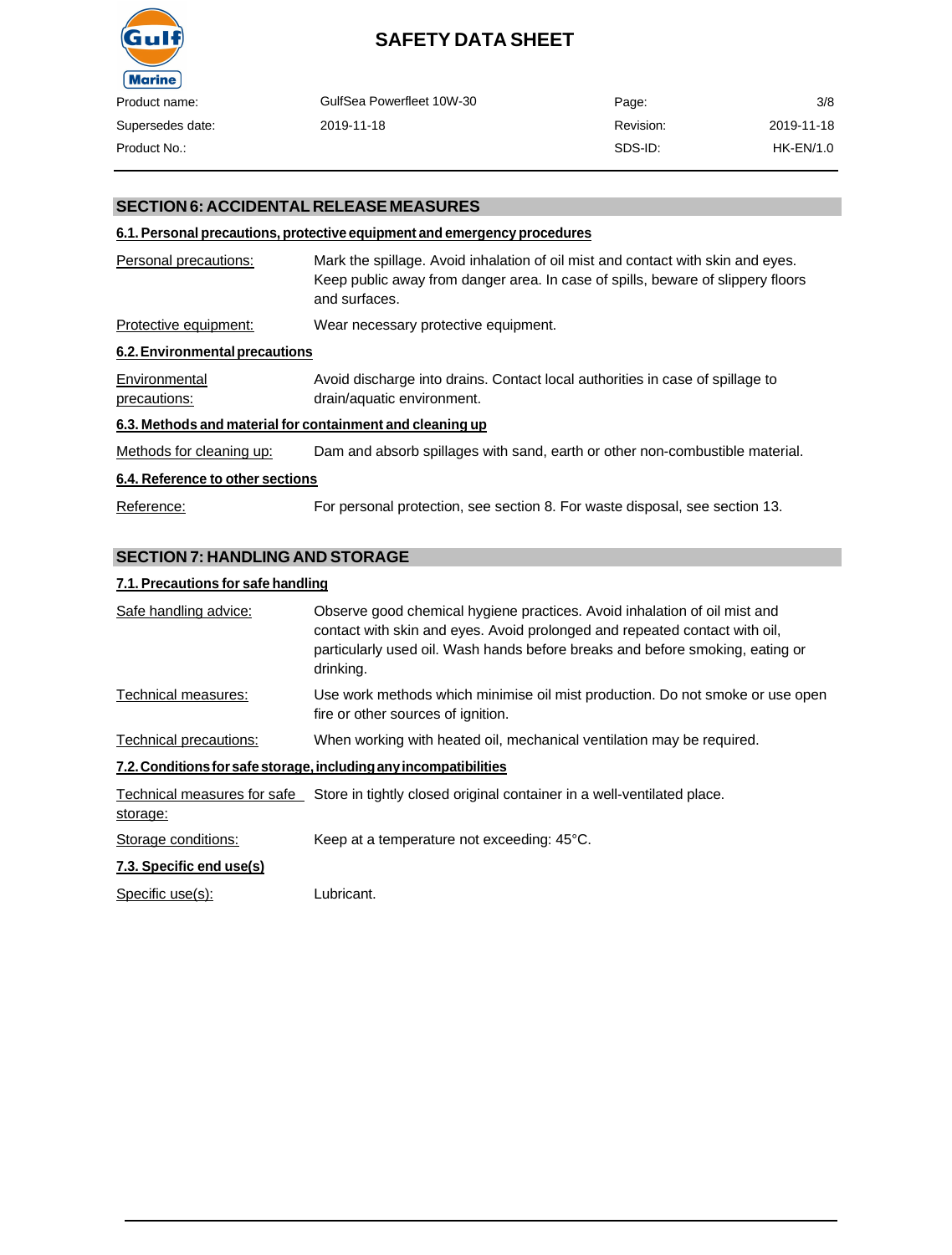## SECTION 6: ACCIDENTAL RELEASE MEASURES

### 6.1. Personal precautions, protective equipment and emergency procedures

| | |
|---|---|
| Personal precautions: | Mark the spillage. Avoid inhalation of oil mist and contact with skin and eyes. Keep public away from danger area. In case of spills, beware of slippery floors and surfaces. |
| Protective equipment: | Wear necessary protective equipment. |

### 6.2. Environmental precautions

| | |
|---|---|
| Environmental precautions: | Avoid discharge into drains. Contact local authorities in case of spillage to drain/aquatic environment. |

### 6.3. Methods and material for containment and cleaning up

| | |
|---|---|
| Methods for cleaning up: | Dam and absorb spillages with sand, earth or other non-combustible material. |

### 6.4. Reference to other sections

| | |
|---|---|
| Reference: | For personal protection, see section 8. For waste disposal, see section 13. |

## SECTION 7: HANDLING AND STORAGE

### 7.1. Precautions for safe handling

| | |
|---|---|
| Safe handling advice: | Observe good chemical hygiene practices. Avoid inhalation of oil mist and contact with skin and eyes. Avoid prolonged and repeated contact with oil, particularly used oil. Wash hands before breaks and before smoking, eating or drinking. |
| Technical measures: | Use work methods which minimise oil mist production. Do not smoke or use open fire or other sources of ignition. |
| Technical precautions: | When working with heated oil, mechanical ventilation may be required. |

### 7.2. Conditions for safe storage, including any incompatibilities

| | |
|---|---|
| Technical measures for safe storage: | Store in tightly closed original container in a well-ventilated place. |
| Storage conditions: | Keep at a temperature not exceeding: 45°C. |

### 7.3. Specific end use(s)

| | |
|---|---|
| Specific use(s): | Lubricant. |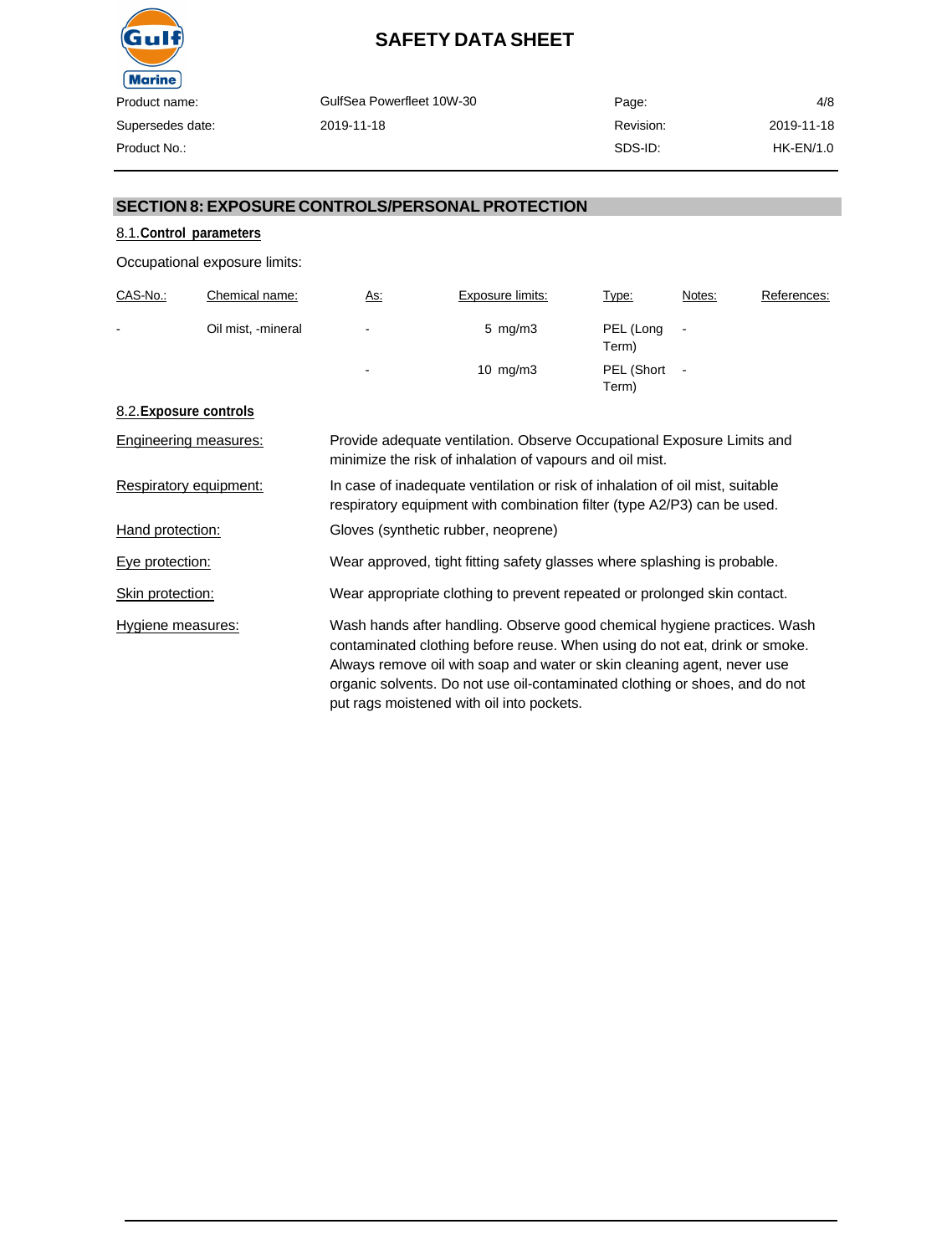## SECTION 8: EXPOSURE CONTROLS/PERSONAL PROTECTION

### 8.1. Control parameters

Occupational exposure limits:

| CAS-No.: | Chemical name: | As: | Exposure limits: | Type: | Notes: | References: |
|---|---|---|---|---|---|---|
| - | Oil mist, -mineral | - | 5 mg/m3 | PEL (Long Term) | - | |
| | | - | 10 mg/m3 | PEL (Short Term) | - | |

### 8.2. Exposure controls

Engineering measures: Provide adequate ventilation. Observe Occupational Exposure Limits and minimize the risk of inhalation of vapours and oil mist.

Respiratory equipment: In case of inadequate ventilation or risk of inhalation of oil mist, suitable respiratory equipment with combination filter (type A2/P3) can be used.

Hand protection: Gloves (synthetic rubber, neoprene)

Eye protection: Wear approved, tight fitting safety glasses where splashing is probable.

Skin protection: Wear appropriate clothing to prevent repeated or prolonged skin contact.

Hygiene measures: Wash hands after handling. Observe good chemical hygiene practices. Wash contaminated clothing before reuse. When using do not eat, drink or smoke. Always remove oil with soap and water or skin cleaning agent, never use organic solvents. Do not use oil-contaminated clothing or shoes, and do not put rags moistened with oil into pockets.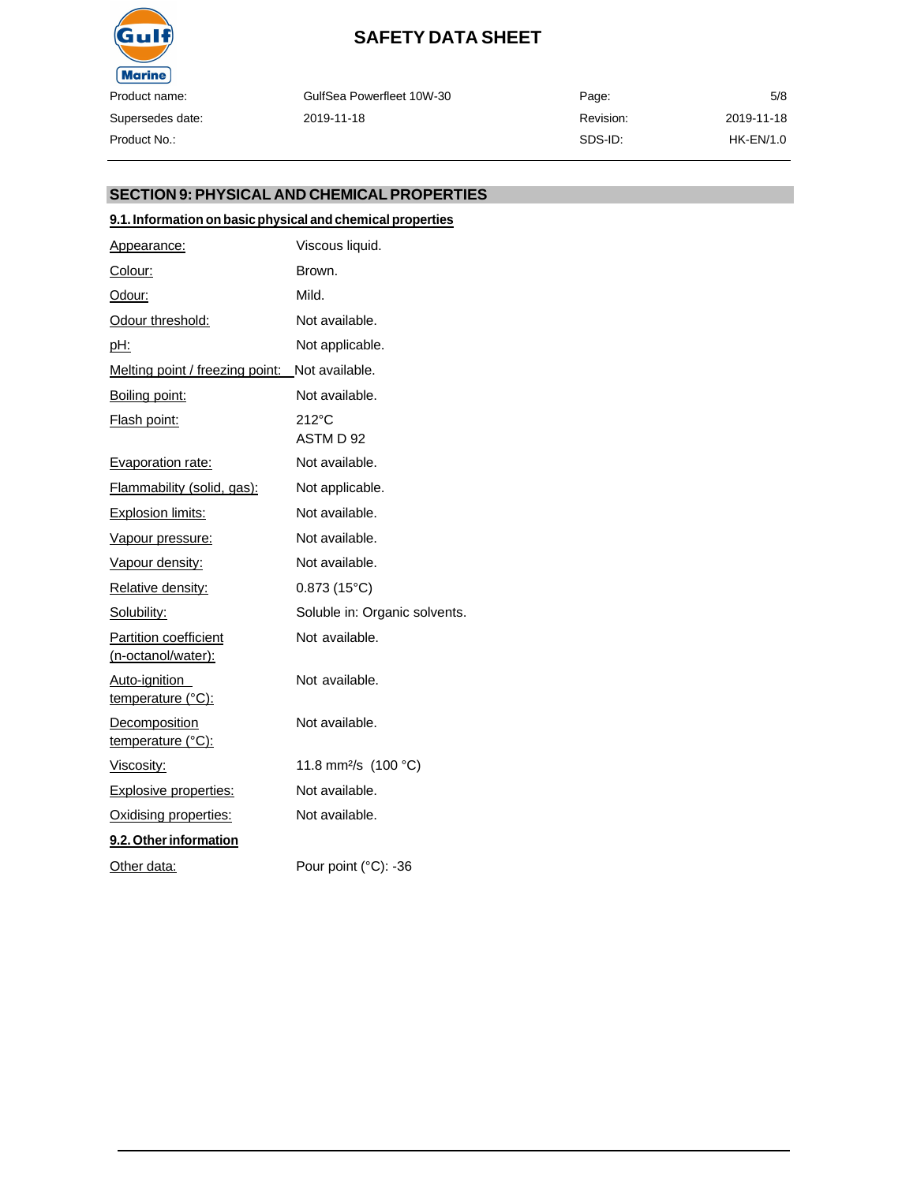## SECTION 9: PHYSICAL AND CHEMICAL PROPERTIES

### 9.1. Information on basic physical and chemical properties

| Property | Value |
|---|---|
| Appearance: | Viscous liquid. |
| Colour: | Brown. |
| Odour: | Mild. |
| Odour threshold: | Not available. |
| pH: | Not applicable. |
| Melting point / freezing point: | Not available. |
| Boiling point: | Not available. |
| Flash point: | 212°C<br>ASTM D 92 |
| Evaporation rate: | Not available. |
| Flammability (solid, gas): | Not applicable. |
| Explosion limits: | Not available. |
| Vapour pressure: | Not available. |
| Vapour density: | Not available. |
| Relative density: | 0.873 (15°C) |
| Solubility: | Soluble in: Organic solvents. |
| Partition coefficient (n-octanol/water): | Not available. |
| Auto-ignition temperature (°C): | Not available. |
| Decomposition temperature (°C): | Not available. |
| Viscosity: | 11.8 $mm^2/s$ (100 °C) |
| Explosive properties: | Not available. |
| Oxidising properties: | Not available. |

### 9.2. Other information

| Property | Value |
|---|---|
| Other data: | Pour point (°C): -36 |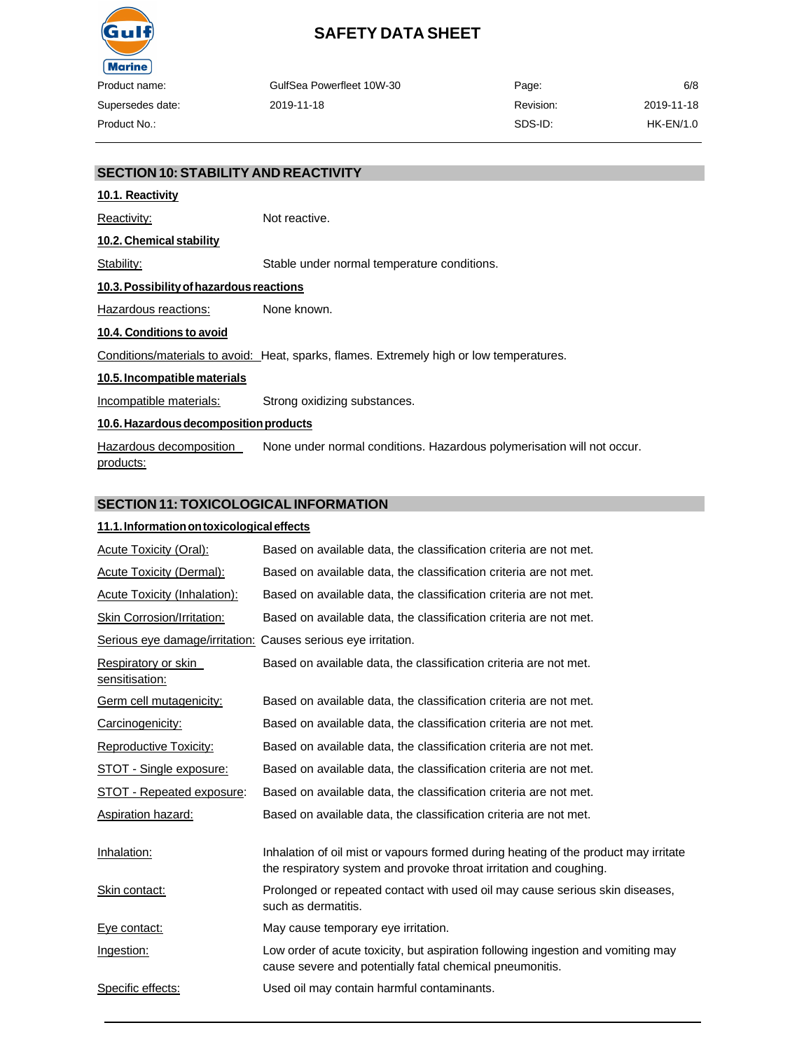## SECTION 10: STABILITY AND REACTIVITY

### 10.1. Reactivity

Reactivity: Not reactive.

### 10.2. Chemical stability

Stability: Stable under normal temperature conditions.

### 10.3. Possibility of hazardous reactions

Hazardous reactions: None known.

### 10.4. Conditions to avoid

Conditions/materials to avoid: Heat, sparks, flames. Extremely high or low temperatures.

### 10.5. Incompatible materials

Incompatible materials: Strong oxidizing substances.

### 10.6. Hazardous decomposition products

Hazardous decomposition products: None under normal conditions. Hazardous polymerisation will not occur.

## SECTION 11: TOXICOLOGICAL INFORMATION

### 11.1. Information on toxicological effects

Acute Toxicity (Oral): Based on available data, the classification criteria are not met.

Acute Toxicity (Dermal): Based on available data, the classification criteria are not met.

Acute Toxicity (Inhalation): Based on available data, the classification criteria are not met.

Skin Corrosion/Irritation: Based on available data, the classification criteria are not met.

Serious eye damage/irritation: Causes serious eye irritation.

Respiratory or skin sensitisation: Based on available data, the classification criteria are not met.

Germ cell mutagenicity: Based on available data, the classification criteria are not met.

Carcinogenicity: Based on available data, the classification criteria are not met.

Reproductive Toxicity: Based on available data, the classification criteria are not met.

STOT - Single exposure: Based on available data, the classification criteria are not met.

STOT - Repeated exposure: Based on available data, the classification criteria are not met.

Aspiration hazard: Based on available data, the classification criteria are not met.

Inhalation: Inhalation of oil mist or vapours formed during heating of the product may irritate the respiratory system and provoke throat irritation and coughing.

Skin contact: Prolonged or repeated contact with used oil may cause serious skin diseases, such as dermatitis.

Eye contact: May cause temporary eye irritation.

Ingestion: Low order of acute toxicity, but aspiration following ingestion and vomiting may cause severe and potentially fatal chemical pneumonitis.

Specific effects: Used oil may contain harmful contaminants.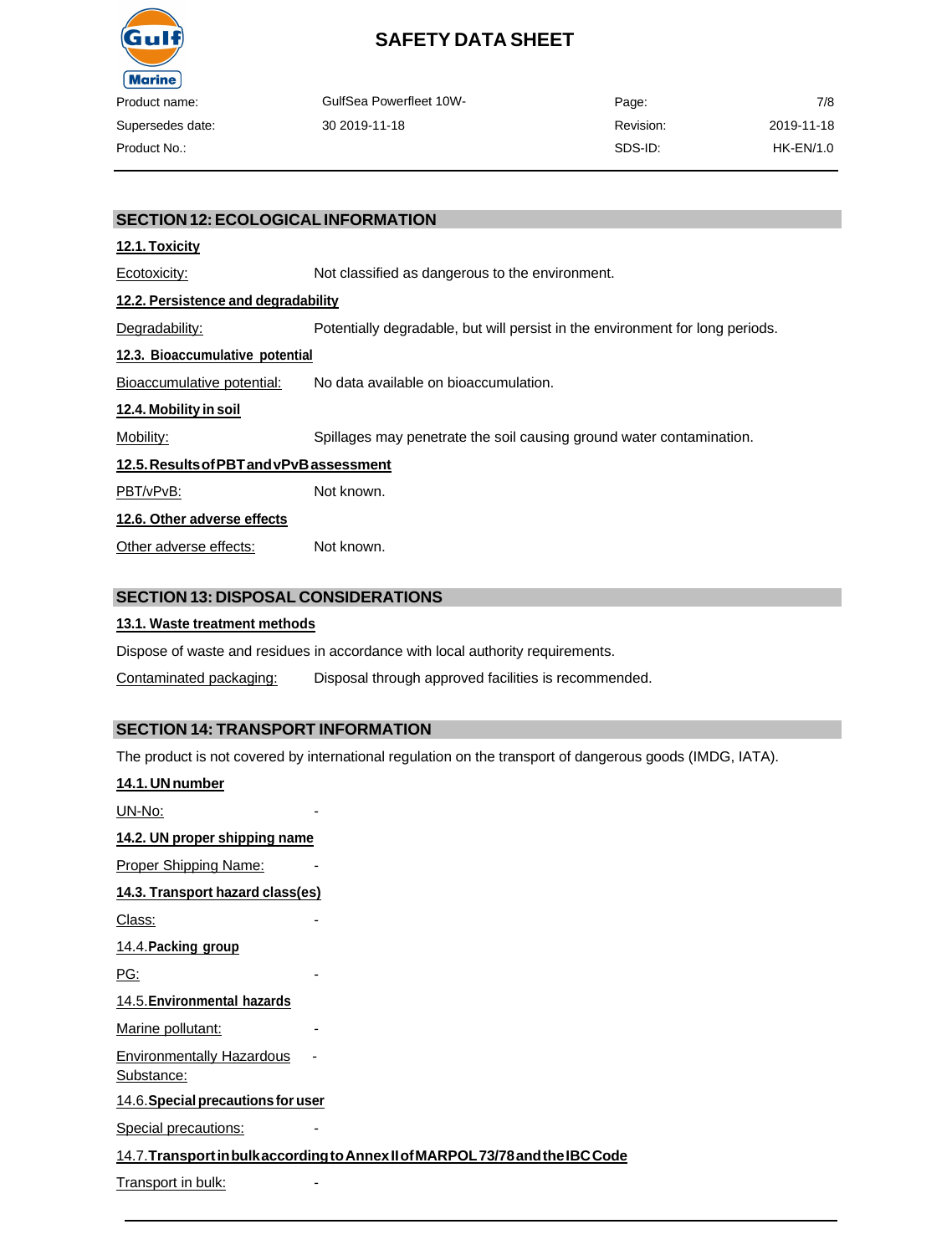## SECTION 12: ECOLOGICAL INFORMATION

### 12.1. Toxicity

Ecotoxicity: Not classified as dangerous to the environment.

### 12.2. Persistence and degradability

Degradability: Potentially degradable, but will persist in the environment for long periods.

### 12.3. Bioaccumulative potential

Bioaccumulative potential: No data available on bioaccumulation.

### 12.4. Mobility in soil

Mobility: Spillages may penetrate the soil causing ground water contamination.

### 12.5. Results of PBT and vPvB assessment

PBT/vPvB: Not known.

### 12.6. Other adverse effects

Other adverse effects: Not known.

## SECTION 13: DISPOSAL CONSIDERATIONS

### 13.1. Waste treatment methods

Dispose of waste and residues in accordance with local authority requirements.

Contaminated packaging: Disposal through approved facilities is recommended.

## SECTION 14: TRANSPORT INFORMATION

The product is not covered by international regulation on the transport of dangerous goods (IMDG, IATA).

### 14.1. UN number

UN-No: -

### 14.2. UN proper shipping name

Proper Shipping Name: -

### 14.3. Transport hazard class(es)

Class: -

### 14.4. Packing group

PG: -

### 14.5. Environmental hazards

Marine pollutant: -

Environmentally Hazardous Substance: -

### 14.6. Special precautions for user

Special precautions: -

### 14.7. Transport in bulk according to Annex II of MARPOL 73/78 and the IBC Code

Transport in bulk: -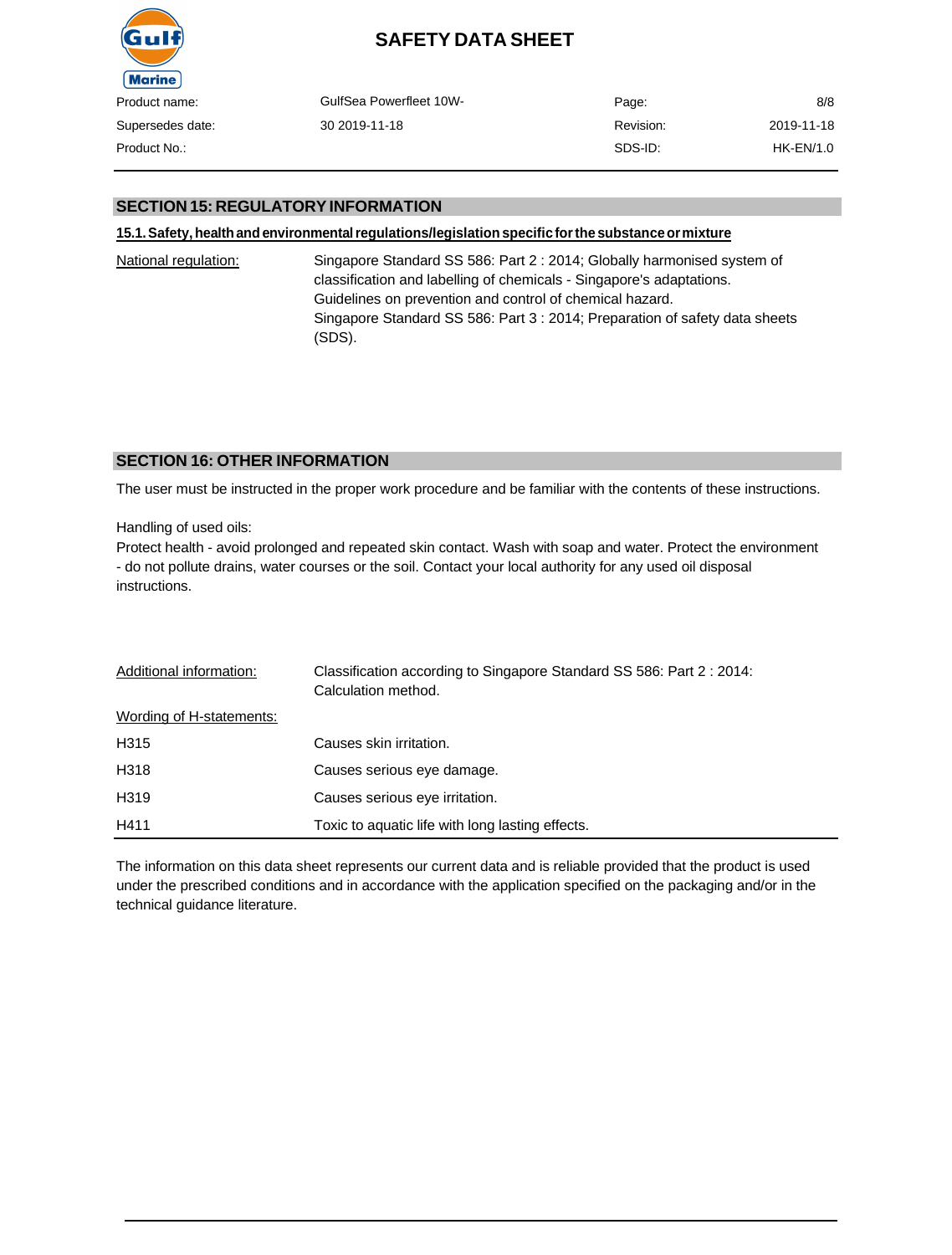## SECTION 15: REGULATORY INFORMATION

**15.1. Safety, health and environmental regulations/legislation specific for the substance or mixture**

| | |
|---|---|
| National regulation: | Singapore Standard SS 586: Part 2 : 2014; Globally harmonised system of classification and labelling of chemicals - Singapore's adaptations. Guidelines on prevention and control of chemical hazard. Singapore Standard SS 586: Part 3 : 2014; Preparation of safety data sheets (SDS). |

## SECTION 16: OTHER INFORMATION

The user must be instructed in the proper work procedure and be familiar with the contents of these instructions.

Handling of used oils:
Protect health - avoid prolonged and repeated skin contact. Wash with soap and water. Protect the environment - do not pollute drains, water courses or the soil. Contact your local authority for any used oil disposal instructions.

| | |
|---|---|
| Additional information: | Classification according to Singapore Standard SS 586: Part 2 : 2014: Calculation method. |
| Wording of H-statements: | |
| H315 | Causes skin irritation. |
| H318 | Causes serious eye damage. |
| H319 | Causes serious eye irritation. |
| H411 | Toxic to aquatic life with long lasting effects. |

The information on this data sheet represents our current data and is reliable provided that the product is used under the prescribed conditions and in accordance with the application specified on the packaging and/or in the technical guidance literature.